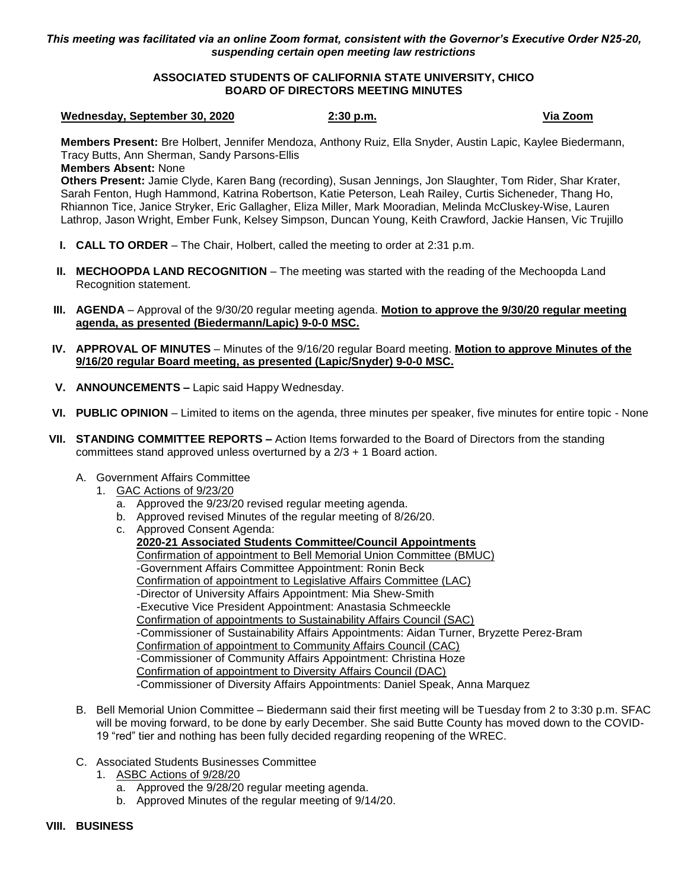*This meeting was facilitated via an online Zoom format, consistent with the Governor's Executive Order N25-20, suspending certain open meeting law restrictions*

**ASSOCIATED STUDENTS OF CALIFORNIA STATE UNIVERSITY, CHICO**
**BOARD OF DIRECTORS MEETING MINUTES**

**Wednesday, September 30, 2020** **2:30 p.m.** **Via Zoom**

**Members Present:** Bre Holbert, Jennifer Mendoza, Anthony Ruiz, Ella Snyder, Austin Lapic, Kaylee Biedermann, Tracy Butts, Ann Sherman, Sandy Parsons-Ellis
**Members Absent:** None
**Others Present:** Jamie Clyde, Karen Bang (recording), Susan Jennings, Jon Slaughter, Tom Rider, Shar Krater, Sarah Fenton, Hugh Hammond, Katrina Robertson, Katie Peterson, Leah Railey, Curtis Sicheneder, Thang Ho, Rhiannon Tice, Janice Stryker, Eric Gallagher, Eliza Miller, Mark Mooradian, Melinda McCluskey-Wise, Lauren Lathrop, Jason Wright, Ember Funk, Kelsey Simpson, Duncan Young, Keith Crawford, Jackie Hansen, Vic Trujillo

I. **CALL TO ORDER** – The Chair, Holbert, called the meeting to order at 2:31 p.m.

II. **MECHOOPDA LAND RECOGNITION** – The meeting was started with the reading of the Mechoopda Land Recognition statement.

III. **AGENDA** – Approval of the 9/30/20 regular meeting agenda. **Motion to approve the 9/30/20 regular meeting agenda, as presented (Biedermann/Lapic) 9-0-0 MSC.**

IV. **APPROVAL OF MINUTES** – Minutes of the 9/16/20 regular Board meeting. **Motion to approve Minutes of the 9/16/20 regular Board meeting, as presented (Lapic/Snyder) 9-0-0 MSC.**

V. **ANNOUNCEMENTS –** Lapic said Happy Wednesday.

VI. **PUBLIC OPINION** – Limited to items on the agenda, three minutes per speaker, five minutes for entire topic - None

VII. **STANDING COMMITTEE REPORTS –** Action Items forwarded to the Board of Directors from the standing committees stand approved unless overturned by a 2/3 + 1 Board action.

   A. Government Affairs Committee
      1. GAC Actions of 9/23/20
         a. Approved the 9/23/20 revised regular meeting agenda.
         b. Approved revised Minutes of the regular meeting of 8/26/20.
         c. Approved Consent Agenda:
            **2020-21 Associated Students Committee/Council Appointments**
            Confirmation of appointment to Bell Memorial Union Committee (BMUC)
            -Government Affairs Committee Appointment: Ronin Beck
            Confirmation of appointment to Legislative Affairs Committee (LAC)
            -Director of University Affairs Appointment: Mia Shew-Smith
            -Executive Vice President Appointment: Anastasia Schmeeckle
            Confirmation of appointments to Sustainability Affairs Council (SAC)
            -Commissioner of Sustainability Affairs Appointments: Aidan Turner, Bryzette Perez-Bram
            Confirmation of appointment to Community Affairs Council (CAC)
            -Commissioner of Community Affairs Appointment: Christina Hoze
            Confirmation of appointment to Diversity Affairs Council (DAC)
            -Commissioner of Diversity Affairs Appointments: Daniel Speak, Anna Marquez

   B. Bell Memorial Union Committee – Biedermann said their first meeting will be Tuesday from 2 to 3:30 p.m. SFAC will be moving forward, to be done by early December. She said Butte County has moved down to the COVID-19 "red" tier and nothing has been fully decided regarding reopening of the WREC.

   C. Associated Students Businesses Committee
      1. ASBC Actions of 9/28/20
         a. Approved the 9/28/20 regular meeting agenda.
         b. Approved Minutes of the regular meeting of 9/14/20.

VIII. **BUSINESS**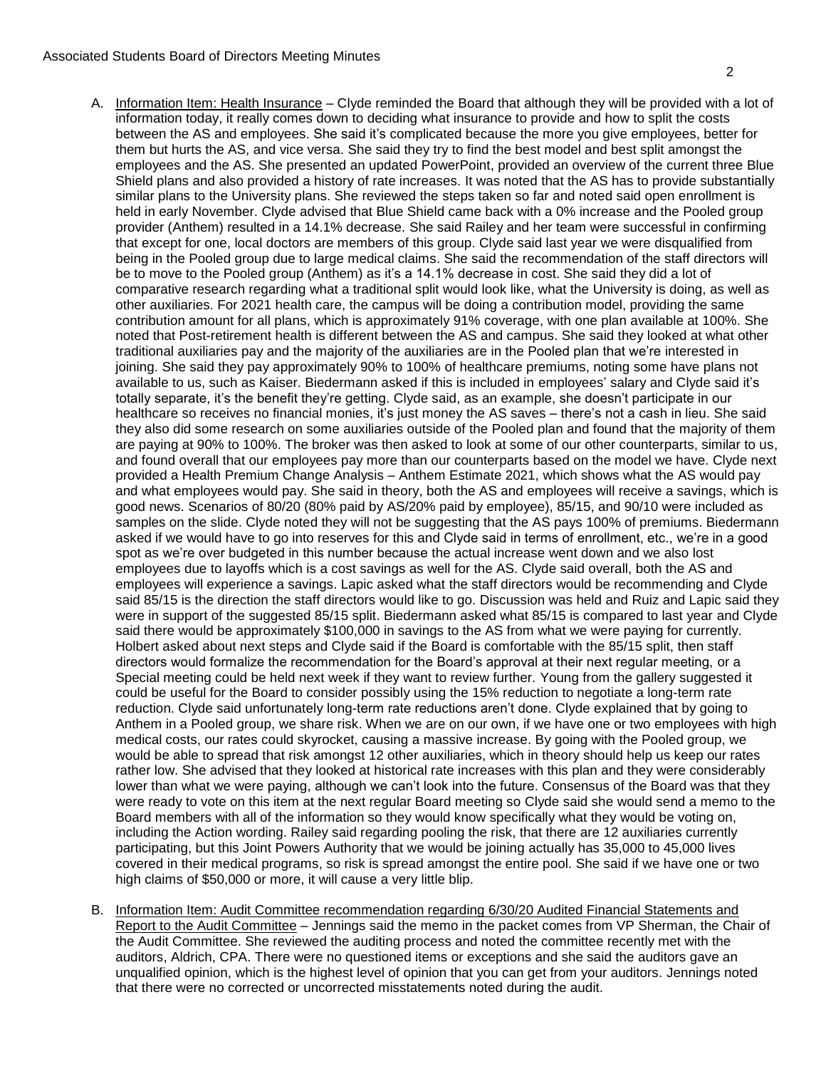A. Information Item: Health Insurance – Clyde reminded the Board that although they will be provided with a lot of information today, it really comes down to deciding what insurance to provide and how to split the costs between the AS and employees. She said it's complicated because the more you give employees, better for them but hurts the AS, and vice versa. She said they try to find the best model and best split amongst the employees and the AS. She presented an updated PowerPoint, provided an overview of the current three Blue Shield plans and also provided a history of rate increases. It was noted that the AS has to provide substantially similar plans to the University plans. She reviewed the steps taken so far and noted said open enrollment is held in early November. Clyde advised that Blue Shield came back with a 0% increase and the Pooled group provider (Anthem) resulted in a 14.1% decrease. She said Railey and her team were successful in confirming that except for one, local doctors are members of this group. Clyde said last year we were disqualified from being in the Pooled group due to large medical claims. She said the recommendation of the staff directors will be to move to the Pooled group (Anthem) as it's a 14.1% decrease in cost. She said they did a lot of comparative research regarding what a traditional split would look like, what the University is doing, as well as other auxiliaries. For 2021 health care, the campus will be doing a contribution model, providing the same contribution amount for all plans, which is approximately 91% coverage, with one plan available at 100%. She noted that Post-retirement health is different between the AS and campus. She said they looked at what other traditional auxiliaries pay and the majority of the auxiliaries are in the Pooled plan that we're interested in joining. She said they pay approximately 90% to 100% of healthcare premiums, noting some have plans not available to us, such as Kaiser. Biedermann asked if this is included in employees' salary and Clyde said it's totally separate, it's the benefit they're getting. Clyde said, as an example, she doesn't participate in our healthcare so receives no financial monies, it's just money the AS saves – there's not a cash in lieu. She said they also did some research on some auxiliaries outside of the Pooled plan and found that the majority of them are paying at 90% to 100%. The broker was then asked to look at some of our other counterparts, similar to us, and found overall that our employees pay more than our counterparts based on the model we have. Clyde next provided a Health Premium Change Analysis – Anthem Estimate 2021, which shows what the AS would pay and what employees would pay. She said in theory, both the AS and employees will receive a savings, which is good news. Scenarios of 80/20 (80% paid by AS/20% paid by employee), 85/15, and 90/10 were included as samples on the slide. Clyde noted they will not be suggesting that the AS pays 100% of premiums. Biedermann asked if we would have to go into reserves for this and Clyde said in terms of enrollment, etc., we're in a good spot as we're over budgeted in this number because the actual increase went down and we also lost employees due to layoffs which is a cost savings as well for the AS. Clyde said overall, both the AS and employees will experience a savings. Lapic asked what the staff directors would be recommending and Clyde said 85/15 is the direction the staff directors would like to go. Discussion was held and Ruiz and Lapic said they were in support of the suggested 85/15 split. Biedermann asked what 85/15 is compared to last year and Clyde said there would be approximately $100,000 in savings to the AS from what we were paying for currently. Holbert asked about next steps and Clyde said if the Board is comfortable with the 85/15 split, then staff directors would formalize the recommendation for the Board's approval at their next regular meeting, or a Special meeting could be held next week if they want to review further. Young from the gallery suggested it could be useful for the Board to consider possibly using the 15% reduction to negotiate a long-term rate reduction. Clyde said unfortunately long-term rate reductions aren't done. Clyde explained that by going to Anthem in a Pooled group, we share risk. When we are on our own, if we have one or two employees with high medical costs, our rates could skyrocket, causing a massive increase. By going with the Pooled group, we would be able to spread that risk amongst 12 other auxiliaries, which in theory should help us keep our rates rather low. She advised that they looked at historical rate increases with this plan and they were considerably lower than what we were paying, although we can't look into the future. Consensus of the Board was that they were ready to vote on this item at the next regular Board meeting so Clyde said she would send a memo to the Board members with all of the information so they would know specifically what they would be voting on, including the Action wording. Railey said regarding pooling the risk, that there are 12 auxiliaries currently participating, but this Joint Powers Authority that we would be joining actually has 35,000 to 45,000 lives covered in their medical programs, so risk is spread amongst the entire pool. She said if we have one or two high claims of $50,000 or more, it will cause a very little blip.

B. Information Item: Audit Committee recommendation regarding 6/30/20 Audited Financial Statements and Report to the Audit Committee – Jennings said the memo in the packet comes from VP Sherman, the Chair of the Audit Committee. She reviewed the auditing process and noted the committee recently met with the auditors, Aldrich, CPA. There were no questioned items or exceptions and she said the auditors gave an unqualified opinion, which is the highest level of opinion that you can get from your auditors. Jennings noted that there were no corrected or uncorrected misstatements noted during the audit.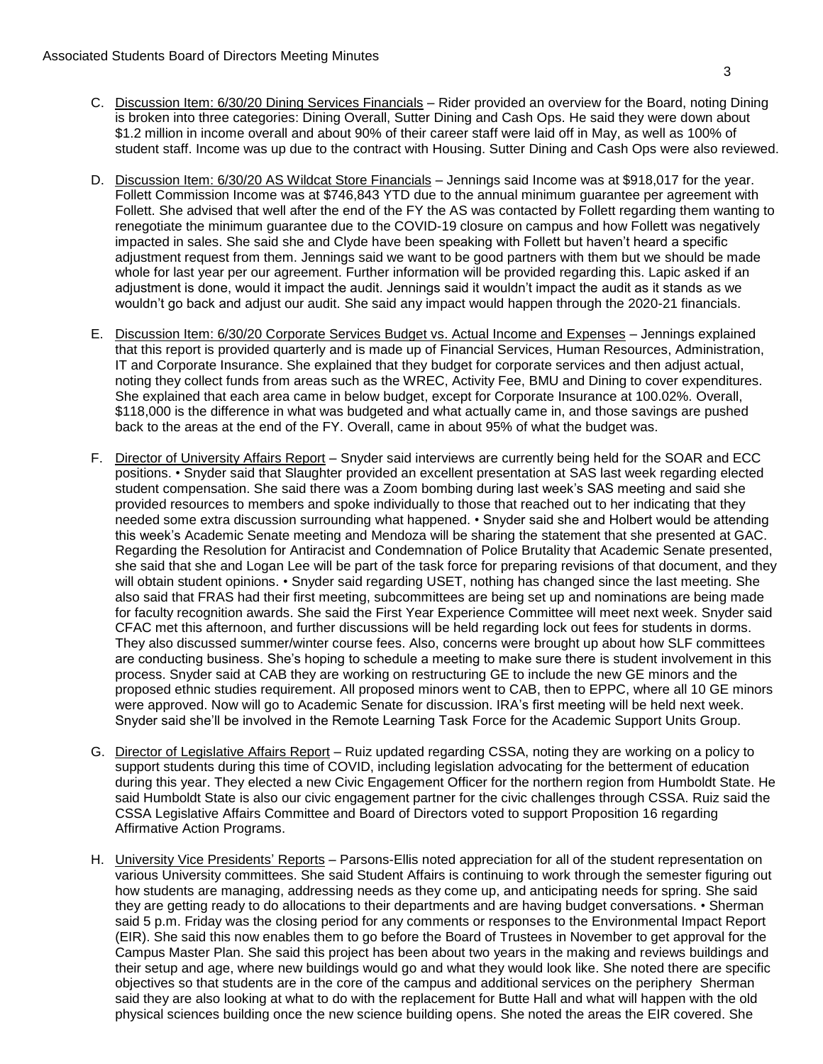C. Discussion Item: 6/30/20 Dining Services Financials – Rider provided an overview for the Board, noting Dining is broken into three categories: Dining Overall, Sutter Dining and Cash Ops. He said they were down about $1.2 million in income overall and about 90% of their career staff were laid off in May, as well as 100% of student staff. Income was up due to the contract with Housing. Sutter Dining and Cash Ops were also reviewed.

D. Discussion Item: 6/30/20 AS Wildcat Store Financials – Jennings said Income was at $918,017 for the year. Follett Commission Income was at $746,843 YTD due to the annual minimum guarantee per agreement with Follett. She advised that well after the end of the FY the AS was contacted by Follett regarding them wanting to renegotiate the minimum guarantee due to the COVID-19 closure on campus and how Follett was negatively impacted in sales. She said she and Clyde have been speaking with Follett but haven't heard a specific adjustment request from them. Jennings said we want to be good partners with them but we should be made whole for last year per our agreement. Further information will be provided regarding this. Lapic asked if an adjustment is done, would it impact the audit. Jennings said it wouldn't impact the audit as it stands as we wouldn't go back and adjust our audit. She said any impact would happen through the 2020-21 financials.

E. Discussion Item: 6/30/20 Corporate Services Budget vs. Actual Income and Expenses – Jennings explained that this report is provided quarterly and is made up of Financial Services, Human Resources, Administration, IT and Corporate Insurance. She explained that they budget for corporate services and then adjust actual, noting they collect funds from areas such as the WREC, Activity Fee, BMU and Dining to cover expenditures. She explained that each area came in below budget, except for Corporate Insurance at 100.02%. Overall, $118,000 is the difference in what was budgeted and what actually came in, and those savings are pushed back to the areas at the end of the FY. Overall, came in about 95% of what the budget was.

F. Director of University Affairs Report – Snyder said interviews are currently being held for the SOAR and ECC positions. • Snyder said that Slaughter provided an excellent presentation at SAS last week regarding elected student compensation. She said there was a Zoom bombing during last week's SAS meeting and said she provided resources to members and spoke individually to those that reached out to her indicating that they needed some extra discussion surrounding what happened. • Snyder said she and Holbert would be attending this week's Academic Senate meeting and Mendoza will be sharing the statement that she presented at GAC. Regarding the Resolution for Antiracist and Condemnation of Police Brutality that Academic Senate presented, she said that she and Logan Lee will be part of the task force for preparing revisions of that document, and they will obtain student opinions. • Snyder said regarding USET, nothing has changed since the last meeting. She also said that FRAS had their first meeting, subcommittees are being set up and nominations are being made for faculty recognition awards. She said the First Year Experience Committee will meet next week. Snyder said CFAC met this afternoon, and further discussions will be held regarding lock out fees for students in dorms. They also discussed summer/winter course fees. Also, concerns were brought up about how SLF committees are conducting business. She's hoping to schedule a meeting to make sure there is student involvement in this process. Snyder said at CAB they are working on restructuring GE to include the new GE minors and the proposed ethnic studies requirement. All proposed minors went to CAB, then to EPPC, where all 10 GE minors were approved. Now will go to Academic Senate for discussion. IRA's first meeting will be held next week. Snyder said she'll be involved in the Remote Learning Task Force for the Academic Support Units Group.

G. Director of Legislative Affairs Report – Ruiz updated regarding CSSA, noting they are working on a policy to support students during this time of COVID, including legislation advocating for the betterment of education during this year. They elected a new Civic Engagement Officer for the northern region from Humboldt State. He said Humboldt State is also our civic engagement partner for the civic challenges through CSSA. Ruiz said the CSSA Legislative Affairs Committee and Board of Directors voted to support Proposition 16 regarding Affirmative Action Programs.

H. University Vice Presidents' Reports – Parsons-Ellis noted appreciation for all of the student representation on various University committees. She said Student Affairs is continuing to work through the semester figuring out how students are managing, addressing needs as they come up, and anticipating needs for spring. She said they are getting ready to do allocations to their departments and are having budget conversations. • Sherman said 5 p.m. Friday was the closing period for any comments or responses to the Environmental Impact Report (EIR). She said this now enables them to go before the Board of Trustees in November to get approval for the Campus Master Plan. She said this project has been about two years in the making and reviews buildings and their setup and age, where new buildings would go and what they would look like. She noted there are specific objectives so that students are in the core of the campus and additional services on the periphery Sherman said they are also looking at what to do with the replacement for Butte Hall and what will happen with the old physical sciences building once the new science building opens. She noted the areas the EIR covered. She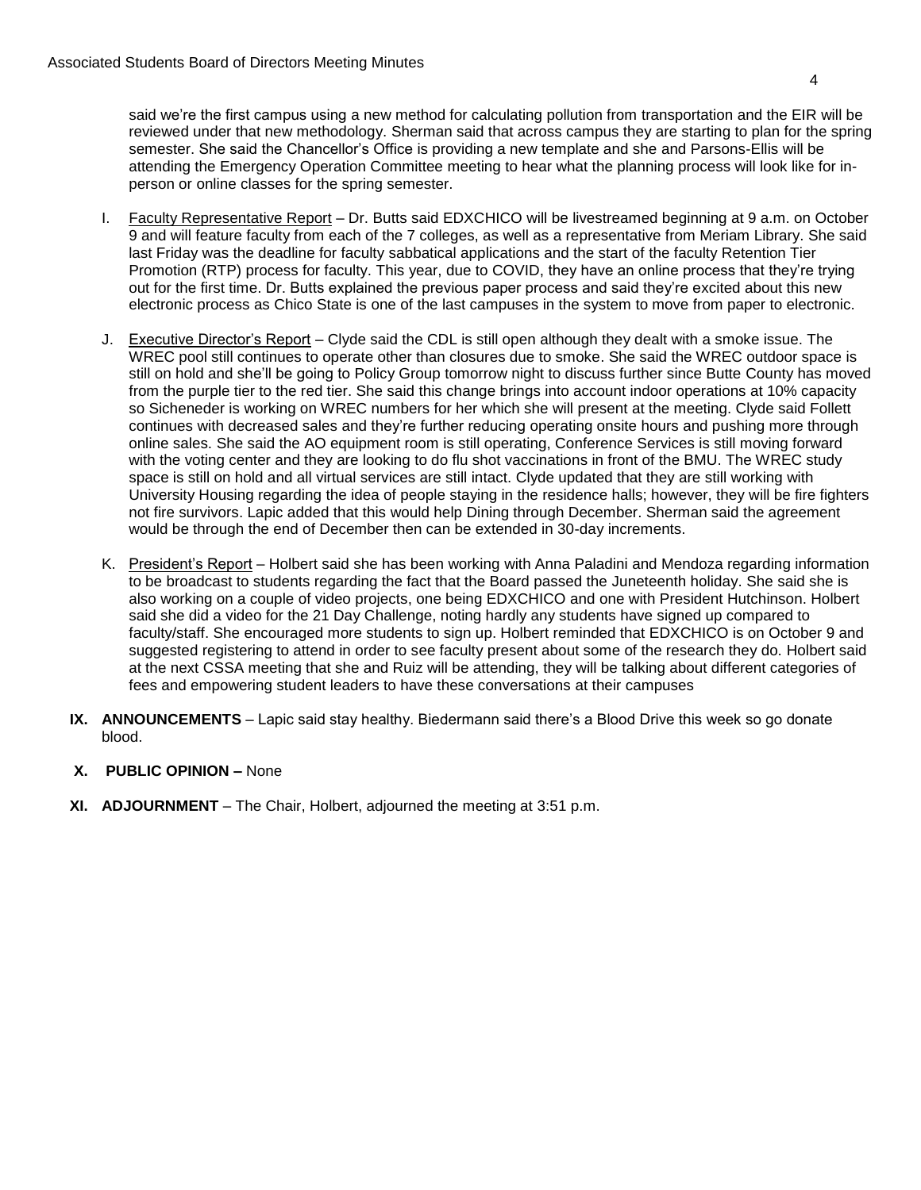said we're the first campus using a new method for calculating pollution from transportation and the EIR will be reviewed under that new methodology. Sherman said that across campus they are starting to plan for the spring semester. She said the Chancellor's Office is providing a new template and she and Parsons-Ellis will be attending the Emergency Operation Committee meeting to hear what the planning process will look like for in-person or online classes for the spring semester.

I. Faculty Representative Report – Dr. Butts said EDXCHICO will be livestreamed beginning at 9 a.m. on October 9 and will feature faculty from each of the 7 colleges, as well as a representative from Meriam Library. She said last Friday was the deadline for faculty sabbatical applications and the start of the faculty Retention Tier Promotion (RTP) process for faculty. This year, due to COVID, they have an online process that they're trying out for the first time. Dr. Butts explained the previous paper process and said they're excited about this new electronic process as Chico State is one of the last campuses in the system to move from paper to electronic.

J. Executive Director's Report – Clyde said the CDL is still open although they dealt with a smoke issue. The WREC pool still continues to operate other than closures due to smoke. She said the WREC outdoor space is still on hold and she'll be going to Policy Group tomorrow night to discuss further since Butte County has moved from the purple tier to the red tier. She said this change brings into account indoor operations at 10% capacity so Sicheneder is working on WREC numbers for her which she will present at the meeting. Clyde said Follett continues with decreased sales and they're further reducing operating onsite hours and pushing more through online sales. She said the AO equipment room is still operating, Conference Services is still moving forward with the voting center and they are looking to do flu shot vaccinations in front of the BMU. The WREC study space is still on hold and all virtual services are still intact. Clyde updated that they are still working with University Housing regarding the idea of people staying in the residence halls; however, they will be fire fighters not fire survivors. Lapic added that this would help Dining through December. Sherman said the agreement would be through the end of December then can be extended in 30-day increments.

K. President's Report – Holbert said she has been working with Anna Paladini and Mendoza regarding information to be broadcast to students regarding the fact that the Board passed the Juneteenth holiday. She said she is also working on a couple of video projects, one being EDXCHICO and one with President Hutchinson. Holbert said she did a video for the 21 Day Challenge, noting hardly any students have signed up compared to faculty/staff. She encouraged more students to sign up. Holbert reminded that EDXCHICO is on October 9 and suggested registering to attend in order to see faculty present about some of the research they do. Holbert said at the next CSSA meeting that she and Ruiz will be attending, they will be talking about different categories of fees and empowering student leaders to have these conversations at their campuses

**IX. ANNOUNCEMENTS** – Lapic said stay healthy. Biedermann said there's a Blood Drive this week so go donate blood.

**X. PUBLIC OPINION –** None

**XI. ADJOURNMENT** – The Chair, Holbert, adjourned the meeting at 3:51 p.m.